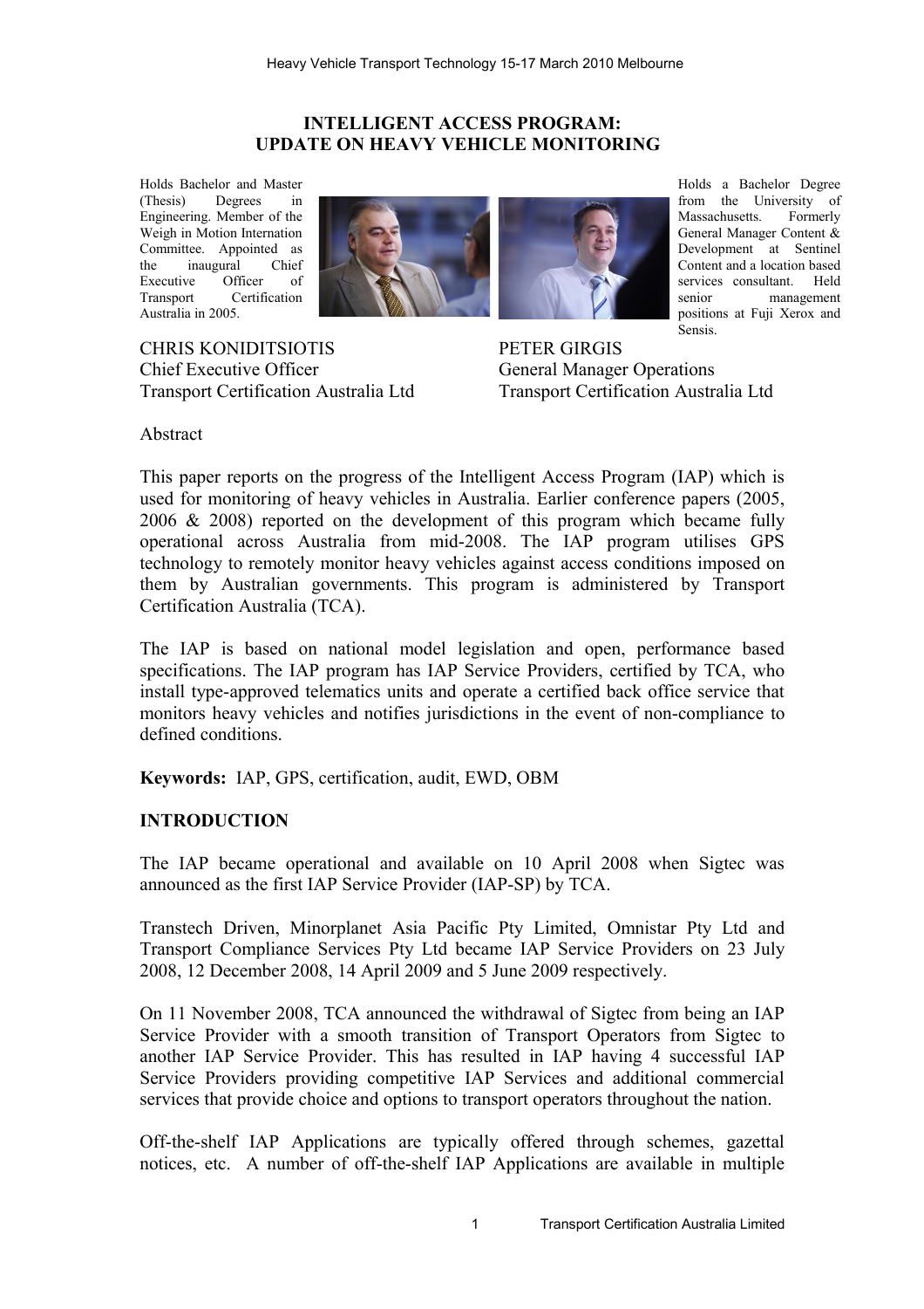# INTELLIGENT ACCESS PROGRAM: UPDATE ON HEAVY VEHICLE MONITORING

Holds Bachelor and Master (Thesis) Degrees in Engineering. Member of the Weigh in Motion International Committee. Appointed as the inaugural Chief Executive Officer of Transport Certification Australia in 2005.

CHRIS KONIDITSIOTIS
Chief Executive Officer
Transport Certification Australia Ltd

Holds a Bachelor Degree from the University of Massachusetts. Formerly General Manager Content & Development at Sentinel Content and a location based services consultant. Held senior management positions at Fuji Xerox and Sensis.

PETER GIRGIS
General Manager Operations
Transport Certification Australia Ltd

Abstract

This paper reports on the progress of the Intelligent Access Program (IAP) which is used for monitoring of heavy vehicles in Australia. Earlier conference papers (2005, 2006 & 2008) reported on the development of this program which became fully operational across Australia from mid-2008. The IAP program utilises GPS technology to remotely monitor heavy vehicles against access conditions imposed on them by Australian governments. This program is administered by Transport Certification Australia (TCA).

The IAP is based on national model legislation and open, performance based specifications. The IAP program has IAP Service Providers, certified by TCA, who install type-approved telematics units and operate a certified back office service that monitors heavy vehicles and notifies jurisdictions in the event of non-compliance to defined conditions.

**Keywords:** IAP, GPS, certification, audit, EWD, OBM

## INTRODUCTION

The IAP became operational and available on 10 April 2008 when Sigtec was announced as the first IAP Service Provider (IAP-SP) by TCA.

Transtech Driven, Minorplanet Asia Pacific Pty Limited, Omnistar Pty Ltd and Transport Compliance Services Pty Ltd became IAP Service Providers on 23 July 2008, 12 December 2008, 14 April 2009 and 5 June 2009 respectively.

On 11 November 2008, TCA announced the withdrawal of Sigtec from being an IAP Service Provider with a smooth transition of Transport Operators from Sigtec to another IAP Service Provider. This has resulted in IAP having 4 successful IAP Service Providers providing competitive IAP Services and additional commercial services that provide choice and options to transport operators throughout the nation.

Off-the-shelf IAP Applications are typically offered through schemes, gazettal notices, etc. A number of off-the-shelf IAP Applications are available in multiple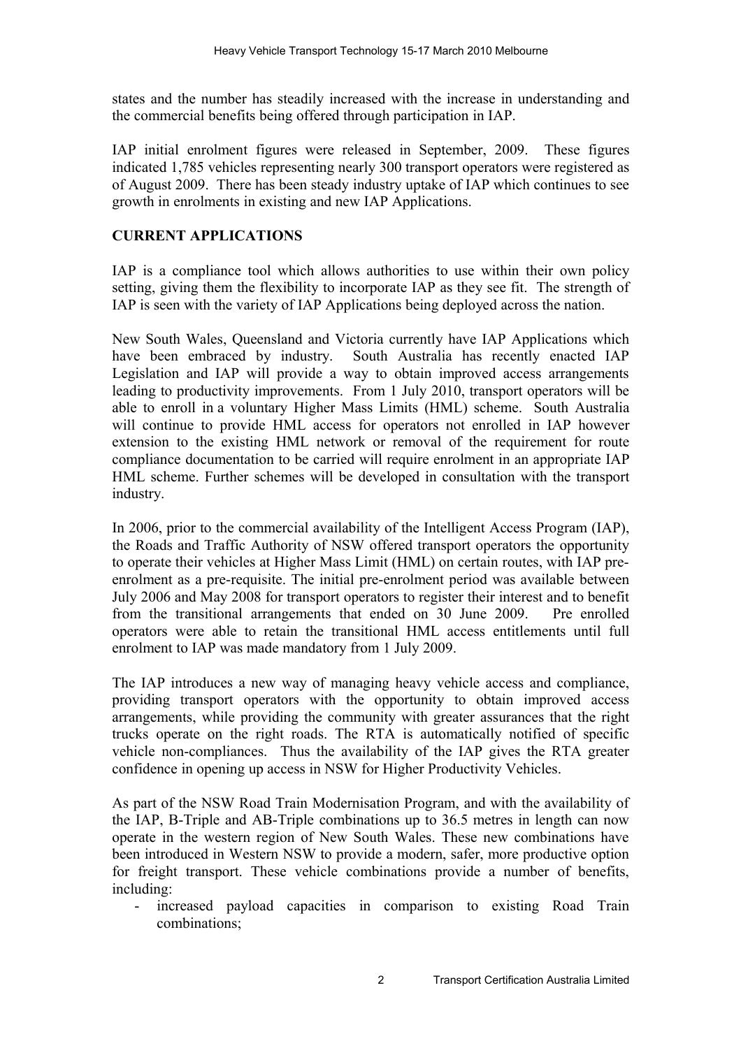states and the number has steadily increased with the increase in understanding and the commercial benefits being offered through participation in IAP.

IAP initial enrolment figures were released in September, 2009. These figures indicated 1,785 vehicles representing nearly 300 transport operators were registered as of August 2009. There has been steady industry uptake of IAP which continues to see growth in enrolments in existing and new IAP Applications.

## CURRENT APPLICATIONS

IAP is a compliance tool which allows authorities to use within their own policy setting, giving them the flexibility to incorporate IAP as they see fit. The strength of IAP is seen with the variety of IAP Applications being deployed across the nation.

New South Wales, Queensland and Victoria currently have IAP Applications which have been embraced by industry. South Australia has recently enacted IAP Legislation and IAP will provide a way to obtain improved access arrangements leading to productivity improvements. From 1 July 2010, transport operators will be able to enroll in a voluntary Higher Mass Limits (HML) scheme. South Australia will continue to provide HML access for operators not enrolled in IAP however extension to the existing HML network or removal of the requirement for route compliance documentation to be carried will require enrolment in an appropriate IAP HML scheme. Further schemes will be developed in consultation with the transport industry.

In 2006, prior to the commercial availability of the Intelligent Access Program (IAP), the Roads and Traffic Authority of NSW offered transport operators the opportunity to operate their vehicles at Higher Mass Limit (HML) on certain routes, with IAP pre-enrolment as a pre-requisite. The initial pre-enrolment period was available between July 2006 and May 2008 for transport operators to register their interest and to benefit from the transitional arrangements that ended on 30 June 2009. Pre enrolled operators were able to retain the transitional HML access entitlements until full enrolment to IAP was made mandatory from 1 July 2009.

The IAP introduces a new way of managing heavy vehicle access and compliance, providing transport operators with the opportunity to obtain improved access arrangements, while providing the community with greater assurances that the right trucks operate on the right roads. The RTA is automatically notified of specific vehicle non-compliances. Thus the availability of the IAP gives the RTA greater confidence in opening up access in NSW for Higher Productivity Vehicles.

As part of the NSW Road Train Modernisation Program, and with the availability of the IAP, B-Triple and AB-Triple combinations up to 36.5 metres in length can now operate in the western region of New South Wales. These new combinations have been introduced in Western NSW to provide a modern, safer, more productive option for freight transport. These vehicle combinations provide a number of benefits, including:

- increased payload capacities in comparison to existing Road Train combinations;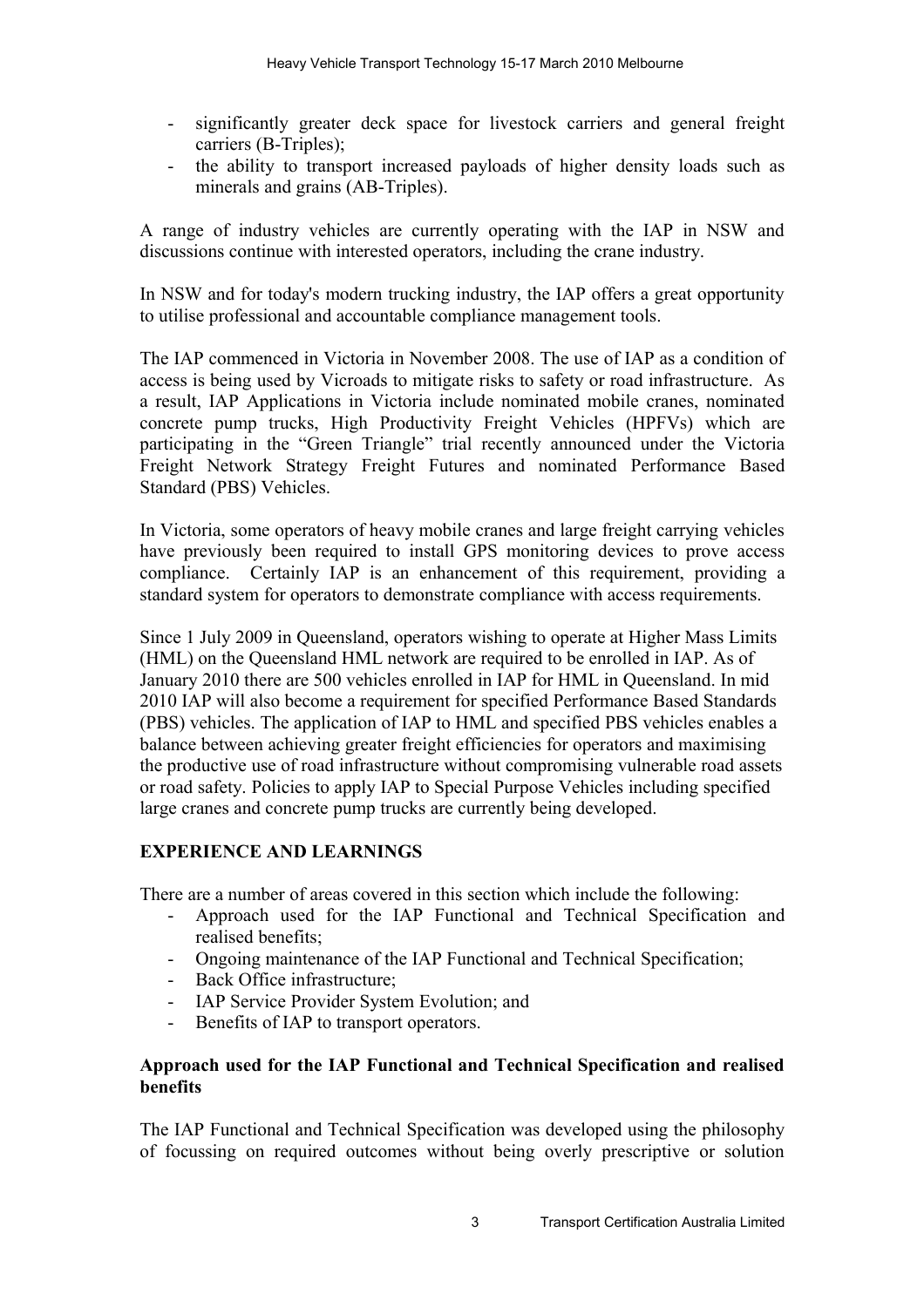- significantly greater deck space for livestock carriers and general freight carriers (B-Triples);
- the ability to transport increased payloads of higher density loads such as minerals and grains (AB-Triples).

A range of industry vehicles are currently operating with the IAP in NSW and discussions continue with interested operators, including the crane industry.

In NSW and for today's modern trucking industry, the IAP offers a great opportunity to utilise professional and accountable compliance management tools.

The IAP commenced in Victoria in November 2008. The use of IAP as a condition of access is being used by Vicroads to mitigate risks to safety or road infrastructure. As a result, IAP Applications in Victoria include nominated mobile cranes, nominated concrete pump trucks, High Productivity Freight Vehicles (HPFVs) which are participating in the "Green Triangle" trial recently announced under the Victoria Freight Network Strategy Freight Futures and nominated Performance Based Standard (PBS) Vehicles.

In Victoria, some operators of heavy mobile cranes and large freight carrying vehicles have previously been required to install GPS monitoring devices to prove access compliance. Certainly IAP is an enhancement of this requirement, providing a standard system for operators to demonstrate compliance with access requirements.

Since 1 July 2009 in Queensland, operators wishing to operate at Higher Mass Limits (HML) on the Queensland HML network are required to be enrolled in IAP. As of January 2010 there are 500 vehicles enrolled in IAP for HML in Queensland. In mid 2010 IAP will also become a requirement for specified Performance Based Standards (PBS) vehicles. The application of IAP to HML and specified PBS vehicles enables a balance between achieving greater freight efficiencies for operators and maximising the productive use of road infrastructure without compromising vulnerable road assets or road safety. Policies to apply IAP to Special Purpose Vehicles including specified large cranes and concrete pump trucks are currently being developed.

## EXPERIENCE AND LEARNINGS

There are a number of areas covered in this section which include the following:

- Approach used for the IAP Functional and Technical Specification and realised benefits;
- Ongoing maintenance of the IAP Functional and Technical Specification;
- Back Office infrastructure;
- IAP Service Provider System Evolution; and
- Benefits of IAP to transport operators.

### Approach used for the IAP Functional and Technical Specification and realised benefits

The IAP Functional and Technical Specification was developed using the philosophy of focussing on required outcomes without being overly prescriptive or solution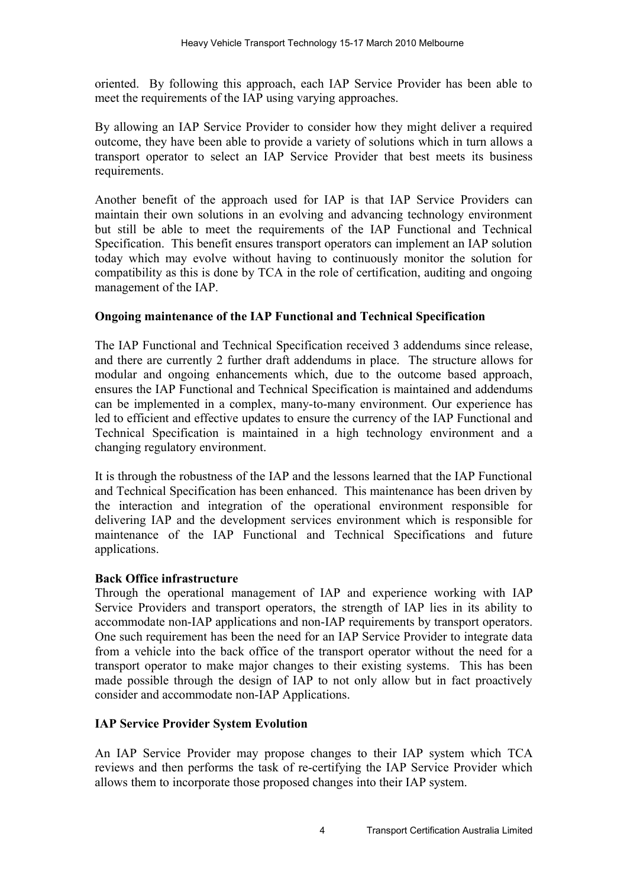oriented. By following this approach, each IAP Service Provider has been able to meet the requirements of the IAP using varying approaches.

By allowing an IAP Service Provider to consider how they might deliver a required outcome, they have been able to provide a variety of solutions which in turn allows a transport operator to select an IAP Service Provider that best meets its business requirements.

Another benefit of the approach used for IAP is that IAP Service Providers can maintain their own solutions in an evolving and advancing technology environment but still be able to meet the requirements of the IAP Functional and Technical Specification. This benefit ensures transport operators can implement an IAP solution today which may evolve without having to continuously monitor the solution for compatibility as this is done by TCA in the role of certification, auditing and ongoing management of the IAP.

**Ongoing maintenance of the IAP Functional and Technical Specification**

The IAP Functional and Technical Specification received 3 addendums since release, and there are currently 2 further draft addendums in place. The structure allows for modular and ongoing enhancements which, due to the outcome based approach, ensures the IAP Functional and Technical Specification is maintained and addendums can be implemented in a complex, many-to-many environment. Our experience has led to efficient and effective updates to ensure the currency of the IAP Functional and Technical Specification is maintained in a high technology environment and a changing regulatory environment.

It is through the robustness of the IAP and the lessons learned that the IAP Functional and Technical Specification has been enhanced. This maintenance has been driven by the interaction and integration of the operational environment responsible for delivering IAP and the development services environment which is responsible for maintenance of the IAP Functional and Technical Specifications and future applications.

**Back Office infrastructure**

Through the operational management of IAP and experience working with IAP Service Providers and transport operators, the strength of IAP lies in its ability to accommodate non-IAP applications and non-IAP requirements by transport operators. One such requirement has been the need for an IAP Service Provider to integrate data from a vehicle into the back office of the transport operator without the need for a transport operator to make major changes to their existing systems. This has been made possible through the design of IAP to not only allow but in fact proactively consider and accommodate non-IAP Applications.

**IAP Service Provider System Evolution**

An IAP Service Provider may propose changes to their IAP system which TCA reviews and then performs the task of re-certifying the IAP Service Provider which allows them to incorporate those proposed changes into their IAP system.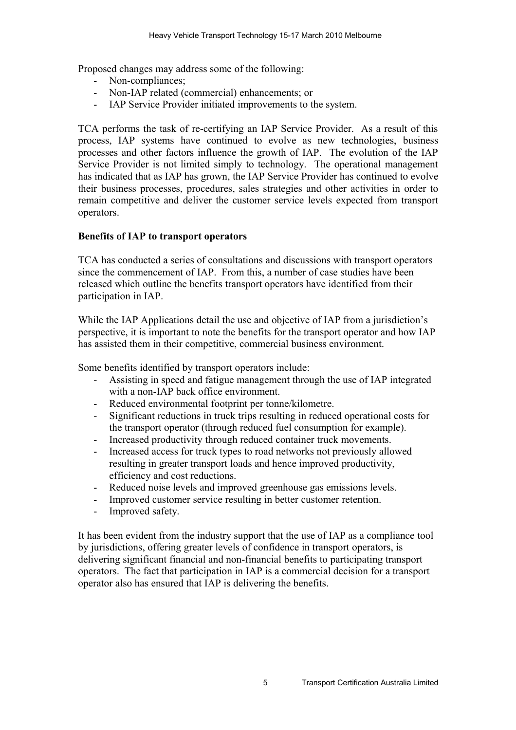Proposed changes may address some of the following:

- Non-compliances;
- Non-IAP related (commercial) enhancements; or
- IAP Service Provider initiated improvements to the system.

TCA performs the task of re-certifying an IAP Service Provider. As a result of this process, IAP systems have continued to evolve as new technologies, business processes and other factors influence the growth of IAP. The evolution of the IAP Service Provider is not limited simply to technology. The operational management has indicated that as IAP has grown, the IAP Service Provider has continued to evolve their business processes, procedures, sales strategies and other activities in order to remain competitive and deliver the customer service levels expected from transport operators.

**Benefits of IAP to transport operators**

TCA has conducted a series of consultations and discussions with transport operators since the commencement of IAP. From this, a number of case studies have been released which outline the benefits transport operators have identified from their participation in IAP.

While the IAP Applications detail the use and objective of IAP from a jurisdiction's perspective, it is important to note the benefits for the transport operator and how IAP has assisted them in their competitive, commercial business environment.

Some benefits identified by transport operators include:

- Assisting in speed and fatigue management through the use of IAP integrated with a non-IAP back office environment.
- Reduced environmental footprint per tonne/kilometre.
- Significant reductions in truck trips resulting in reduced operational costs for the transport operator (through reduced fuel consumption for example).
- Increased productivity through reduced container truck movements.
- Increased access for truck types to road networks not previously allowed resulting in greater transport loads and hence improved productivity, efficiency and cost reductions.
- Reduced noise levels and improved greenhouse gas emissions levels.
- Improved customer service resulting in better customer retention.
- Improved safety.

It has been evident from the industry support that the use of IAP as a compliance tool by jurisdictions, offering greater levels of confidence in transport operators, is delivering significant financial and non-financial benefits to participating transport operators. The fact that participation in IAP is a commercial decision for a transport operator also has ensured that IAP is delivering the benefits.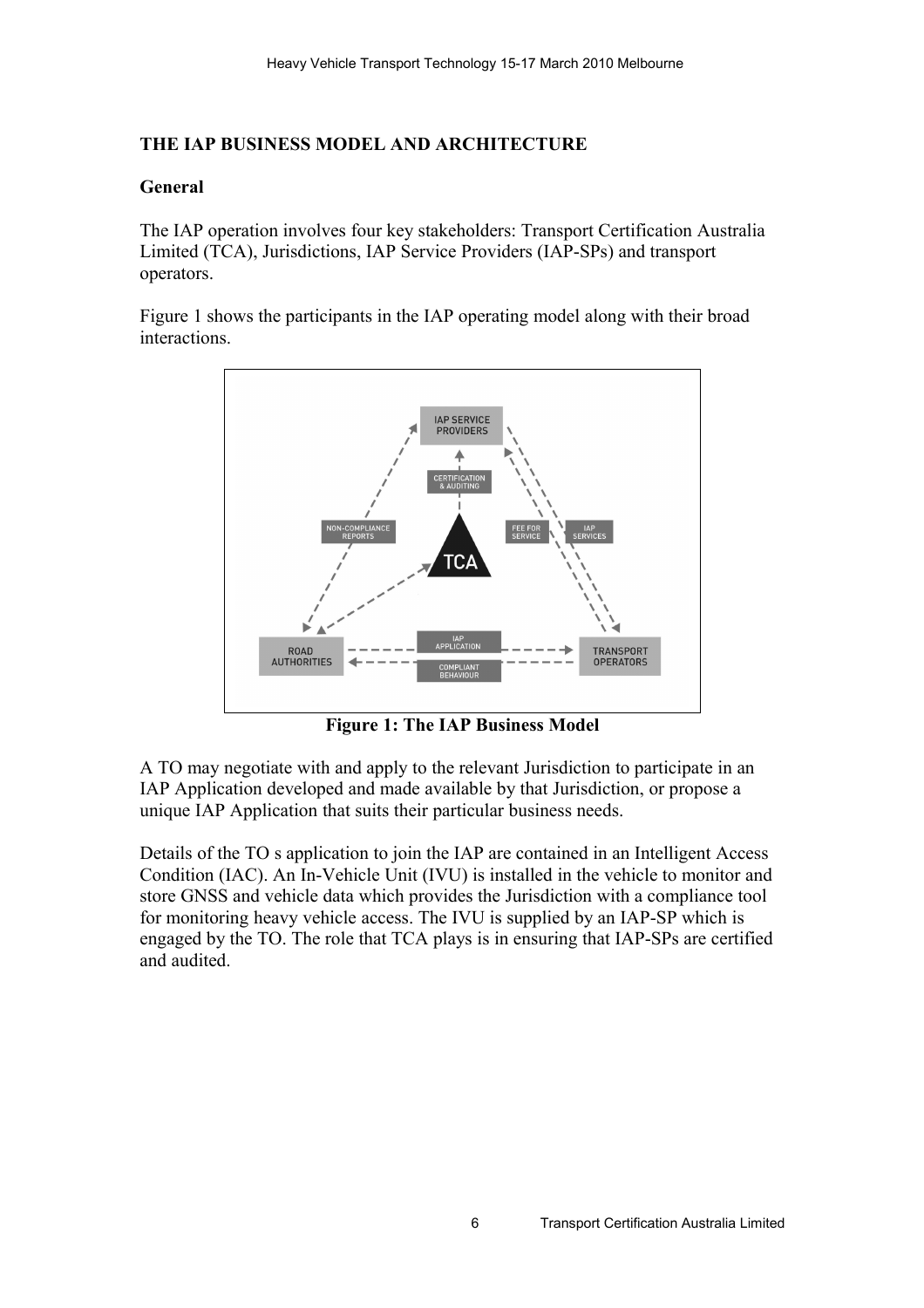## THE IAP BUSINESS MODEL AND ARCHITECTURE

### General

The IAP operation involves four key stakeholders: Transport Certification Australia Limited (TCA), Jurisdictions, IAP Service Providers (IAP-SPs) and transport operators.

Figure 1 shows the participants in the IAP operating model along with their broad interactions.

**Figure 1: The IAP Business Model**

A TO may negotiate with and apply to the relevant Jurisdiction to participate in an IAP Application developed and made available by that Jurisdiction, or propose a unique IAP Application that suits their particular business needs.

Details of the TO s application to join the IAP are contained in an Intelligent Access Condition (IAC). An In-Vehicle Unit (IVU) is installed in the vehicle to monitor and store GNSS and vehicle data which provides the Jurisdiction with a compliance tool for monitoring heavy vehicle access. The IVU is supplied by an IAP-SP which is engaged by the TO. The role that TCA plays is in ensuring that IAP-SPs are certified and audited.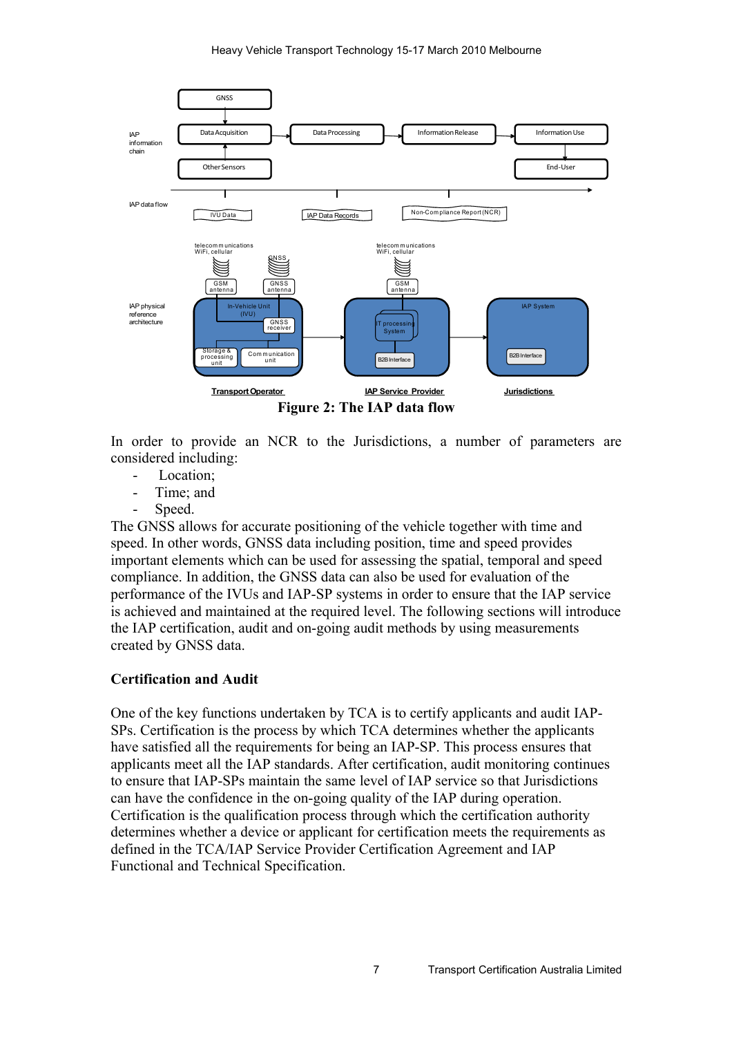Figure 2: The IAP data flow

In order to provide an NCR to the Jurisdictions, a number of parameters are considered including:

- Location;
- Time; and
- Speed.

The GNSS allows for accurate positioning of the vehicle together with time and speed. In other words, GNSS data including position, time and speed provides important elements which can be used for assessing the spatial, temporal and speed compliance. In addition, the GNSS data can also be used for evaluation of the performance of the IVUs and IAP-SP systems in order to ensure that the IAP service is achieved and maintained at the required level. The following sections will introduce the IAP certification, audit and on-going audit methods by using measurements created by GNSS data.

## Certification and Audit

One of the key functions undertaken by TCA is to certify applicants and audit IAP-SPs. Certification is the process by which TCA determines whether the applicants have satisfied all the requirements for being an IAP-SP. This process ensures that applicants meet all the IAP standards. After certification, audit monitoring continues to ensure that IAP-SPs maintain the same level of IAP service so that Jurisdictions can have the confidence in the on-going quality of the IAP during operation. Certification is the qualification process through which the certification authority determines whether a device or applicant for certification meets the requirements as defined in the TCA/IAP Service Provider Certification Agreement and IAP Functional and Technical Specification.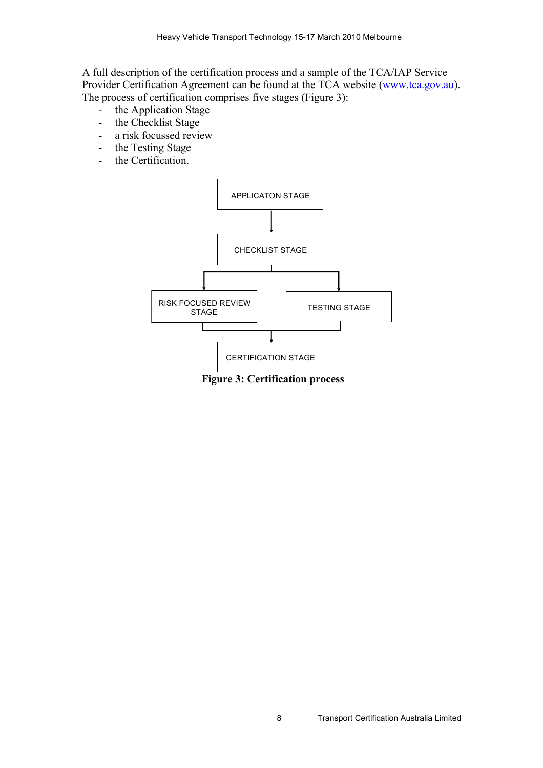A full description of the certification process and a sample of the TCA/IAP Service Provider Certification Agreement can be found at the TCA website (www.tca.gov.au). The process of certification comprises five stages (Figure 3):

- the Application Stage
- the Checklist Stage
- a risk focussed review
- the Testing Stage
- the Certification.

APPLICATON STAGE → CHECKLIST STAGE → RISK FOCUSED REVIEW STAGE / TESTING STAGE → CERTIFICATION STAGE

**Figure 3: Certification process**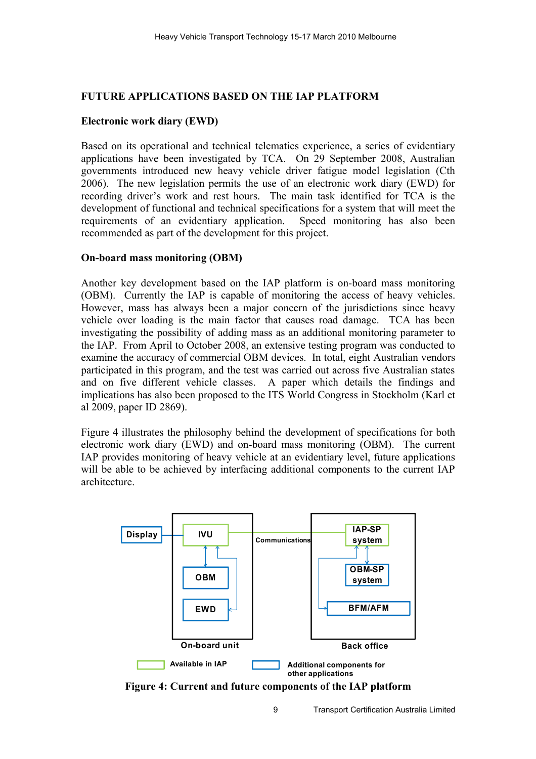## FUTURE APPLICATIONS BASED ON THE IAP PLATFORM

### Electronic work diary (EWD)

Based on its operational and technical telematics experience, a series of evidentiary applications have been investigated by TCA. On 29 September 2008, Australian governments introduced new heavy vehicle driver fatigue model legislation (Cth 2006). The new legislation permits the use of an electronic work diary (EWD) for recording driver's work and rest hours. The main task identified for TCA is the development of functional and technical specifications for a system that will meet the requirements of an evidentiary application. Speed monitoring has also been recommended as part of the development for this project.

### On-board mass monitoring (OBM)

Another key development based on the IAP platform is on-board mass monitoring (OBM). Currently the IAP is capable of monitoring the access of heavy vehicles. However, mass has always been a major concern of the jurisdictions since heavy vehicle over loading is the main factor that causes road damage. TCA has been investigating the possibility of adding mass as an additional monitoring parameter to the IAP. From April to October 2008, an extensive testing program was conducted to examine the accuracy of commercial OBM devices. In total, eight Australian vendors participated in this program, and the test was carried out across five Australian states and on five different vehicle classes. A paper which details the findings and implications has also been proposed to the ITS World Congress in Stockholm (Karl et al 2009, paper ID 2869).

Figure 4 illustrates the philosophy behind the development of specifications for both electronic work diary (EWD) and on-board mass monitoring (OBM). The current IAP provides monitoring of heavy vehicle at an evidentiary level, future applications will be able to be achieved by interfacing additional components to the current IAP architecture.

Display | IVU | OBM | EWD | On-board unit | Communications | IAP-SP system | OBM-SP system | BFM/AFM | Back office | Available in IAP | Additional components for other applications

**Figure 4: Current and future components of the IAP platform**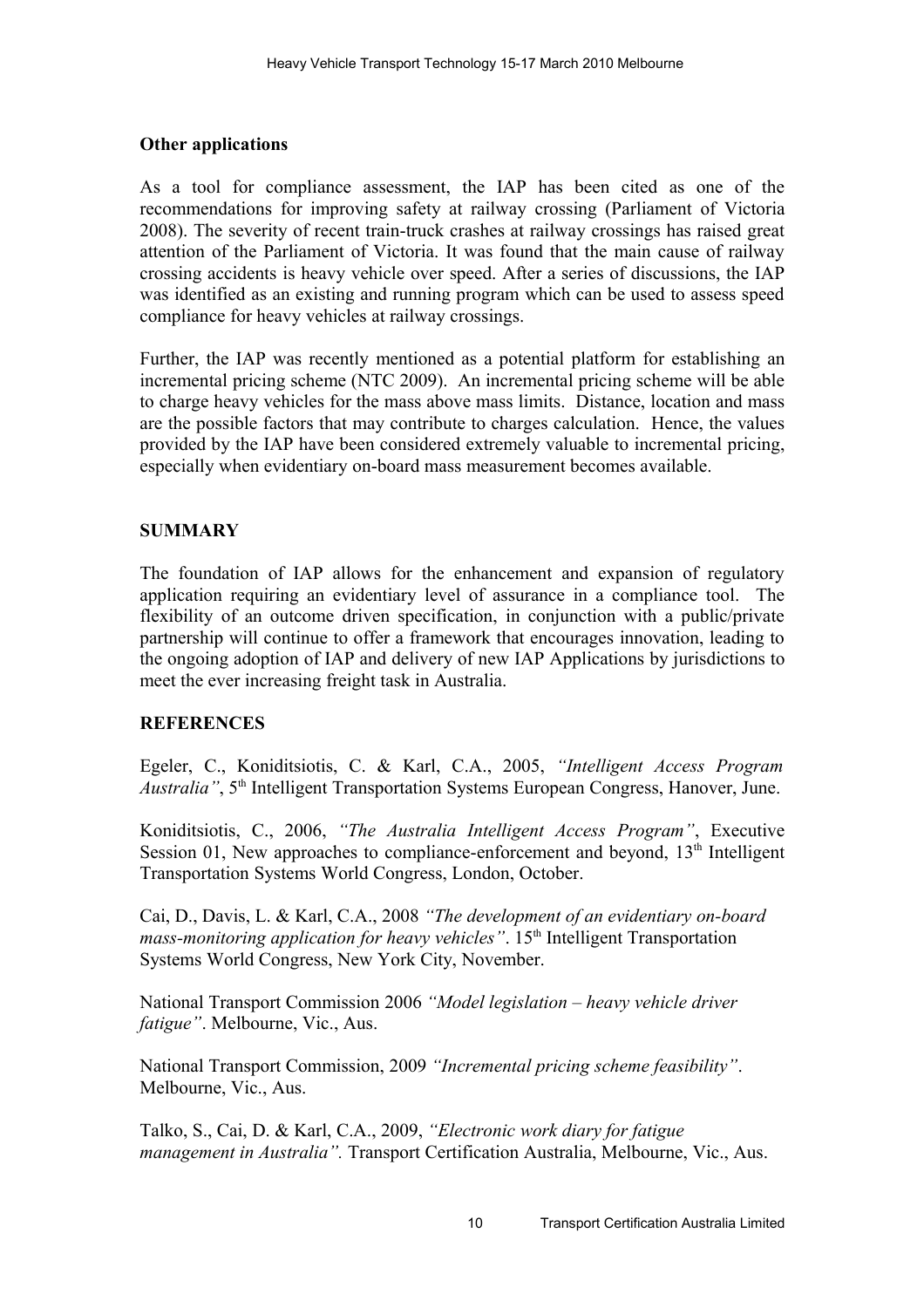**Other applications**

As a tool for compliance assessment, the IAP has been cited as one of the recommendations for improving safety at railway crossing (Parliament of Victoria 2008). The severity of recent train-truck crashes at railway crossings has raised great attention of the Parliament of Victoria. It was found that the main cause of railway crossing accidents is heavy vehicle over speed. After a series of discussions, the IAP was identified as an existing and running program which can be used to assess speed compliance for heavy vehicles at railway crossings.

Further, the IAP was recently mentioned as a potential platform for establishing an incremental pricing scheme (NTC 2009). An incremental pricing scheme will be able to charge heavy vehicles for the mass above mass limits. Distance, location and mass are the possible factors that may contribute to charges calculation. Hence, the values provided by the IAP have been considered extremely valuable to incremental pricing, especially when evidentiary on-board mass measurement becomes available.

## SUMMARY

The foundation of IAP allows for the enhancement and expansion of regulatory application requiring an evidentiary level of assurance in a compliance tool. The flexibility of an outcome driven specification, in conjunction with a public/private partnership will continue to offer a framework that encourages innovation, leading to the ongoing adoption of IAP and delivery of new IAP Applications by jurisdictions to meet the ever increasing freight task in Australia.

## REFERENCES

Egeler, C., Koniditsiotis, C. & Karl, C.A., 2005, *"Intelligent Access Program Australia"*, 5th Intelligent Transportation Systems European Congress, Hanover, June.

Koniditsiotis, C., 2006, *"The Australia Intelligent Access Program"*, Executive Session 01, New approaches to compliance-enforcement and beyond, 13th Intelligent Transportation Systems World Congress, London, October.

Cai, D., Davis, L. & Karl, C.A., 2008 *"The development of an evidentiary on-board mass-monitoring application for heavy vehicles"*. 15th Intelligent Transportation Systems World Congress, New York City, November.

National Transport Commission 2006 *"Model legislation – heavy vehicle driver fatigue"*. Melbourne, Vic., Aus.

National Transport Commission, 2009 *"Incremental pricing scheme feasibility"*. Melbourne, Vic., Aus.

Talko, S., Cai, D. & Karl, C.A., 2009, *"Electronic work diary for fatigue management in Australia".* Transport Certification Australia, Melbourne, Vic., Aus.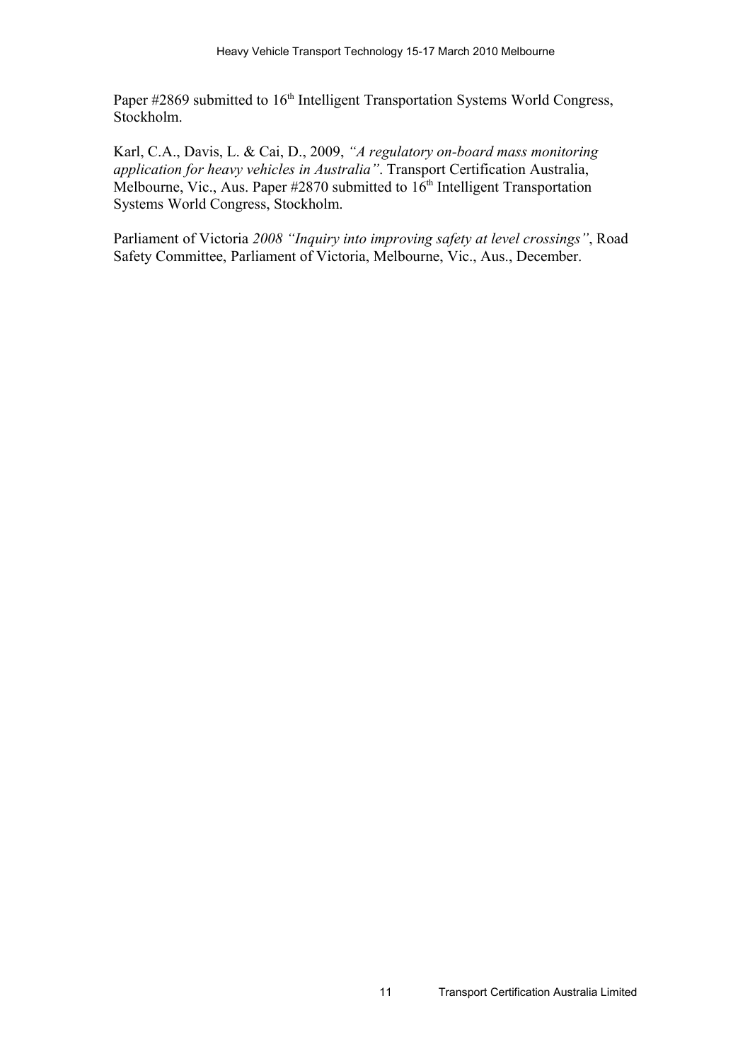Paper #2869 submitted to 16th Intelligent Transportation Systems World Congress, Stockholm.

Karl, C.A., Davis, L. & Cai, D., 2009, *"A regulatory on-board mass monitoring application for heavy vehicles in Australia"*. Transport Certification Australia, Melbourne, Vic., Aus. Paper #2870 submitted to 16th Intelligent Transportation Systems World Congress, Stockholm.

Parliament of Victoria *2008 "Inquiry into improving safety at level crossings"*, Road Safety Committee, Parliament of Victoria, Melbourne, Vic., Aus., December.